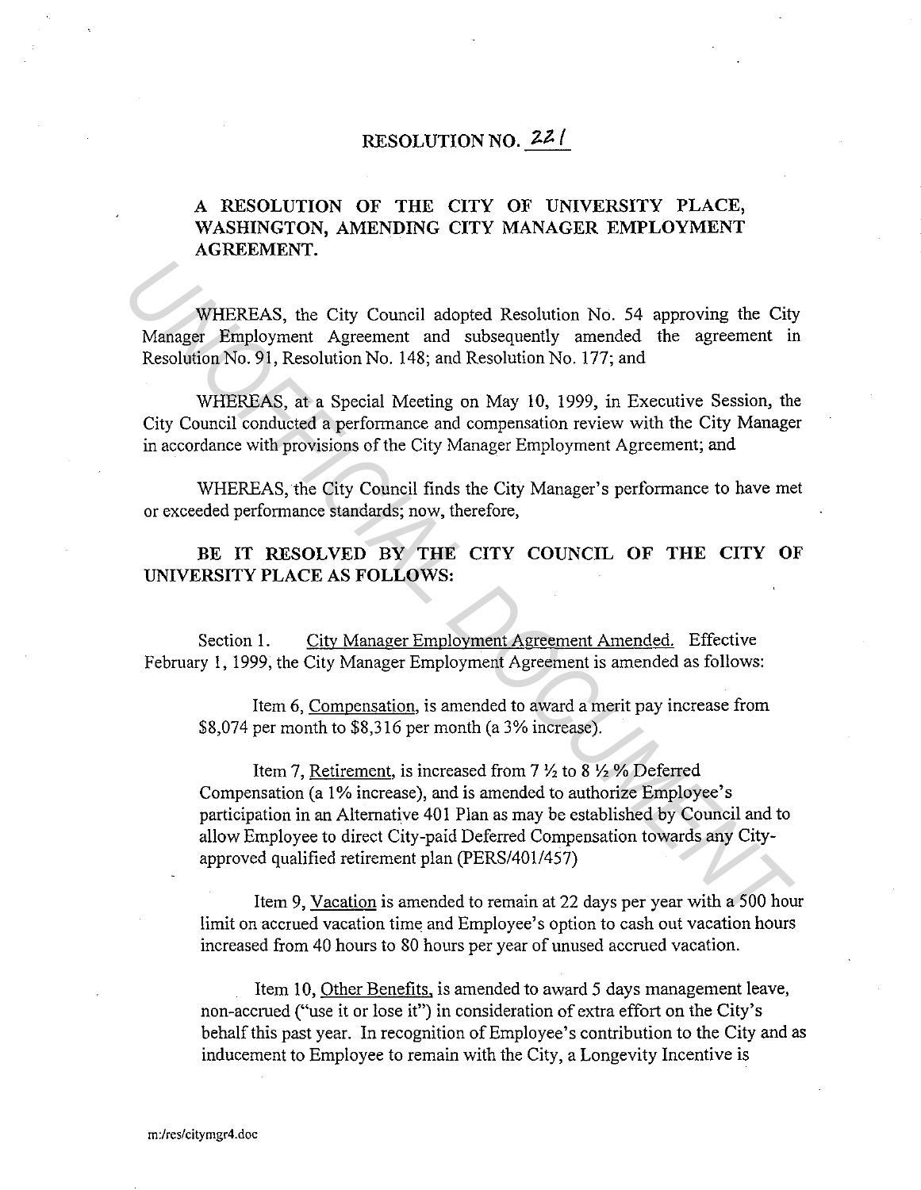# RESOLUTION NO. 221

## A RESOLUTION OF THE CITY OF UNIVERSITY PLACE, WASHINGTON, AMENDING CITY MANAGER EMPLOYMENT AGREEMENT.

WHEREAS, the City Council adopted Resolution No. 54 approving the City Manager Employment Agreement and subsequently amended the agreement in Resolution No. 91, Resolution No. 148; and Resolution No. 177; and

WHEREAS, at a Special Meeting on May 10, 1999, in Executive Session, the City Council conducted a performance and compensation review with the City Manager in accordance with provisions of the City Manager Employment Agreement; and

WHEREAS, the City Council finds the City Manager's performance to have met or exceeded performance standards; now, therefore,

**BE IT RESOLVED BY THE CITY COUNCIL OF THE CITY OF UNIVERSITY PLACE AS FOLLOWS:**

Section 1. City Manager Employment Agreement Amended. Effective February 1, 1999, the City Manager Employment Agreement is amended as follows:

Item 6, Compensation, is amended to award a merit pay increase from $8,074 per month to $8,316 per month (a 3% increase).

Item 7, Retirement, is increased from 7 ½ to 8 ½ % Deferred Compensation (a 1% increase), and is amended to authorize Employee's participation in an Alternative 401 Plan as may be established by Council and to allow Employee to direct City-paid Deferred Compensation towards any City-approved qualified retirement plan (PERS/401/457)

Item 9, Vacation is amended to remain at 22 days per year with a 500 hour limit on accrued vacation time and Employee's option to cash out vacation hours increased from 40 hours to 80 hours per year of unused accrued vacation.

Item 10, Other Benefits, is amended to award 5 days management leave, non-accrued ("use it or lose it") in consideration of extra effort on the City's behalf this past year. In recognition of Employee's contribution to the City and as inducement to Employee to remain with the City, a Longevity Incentive is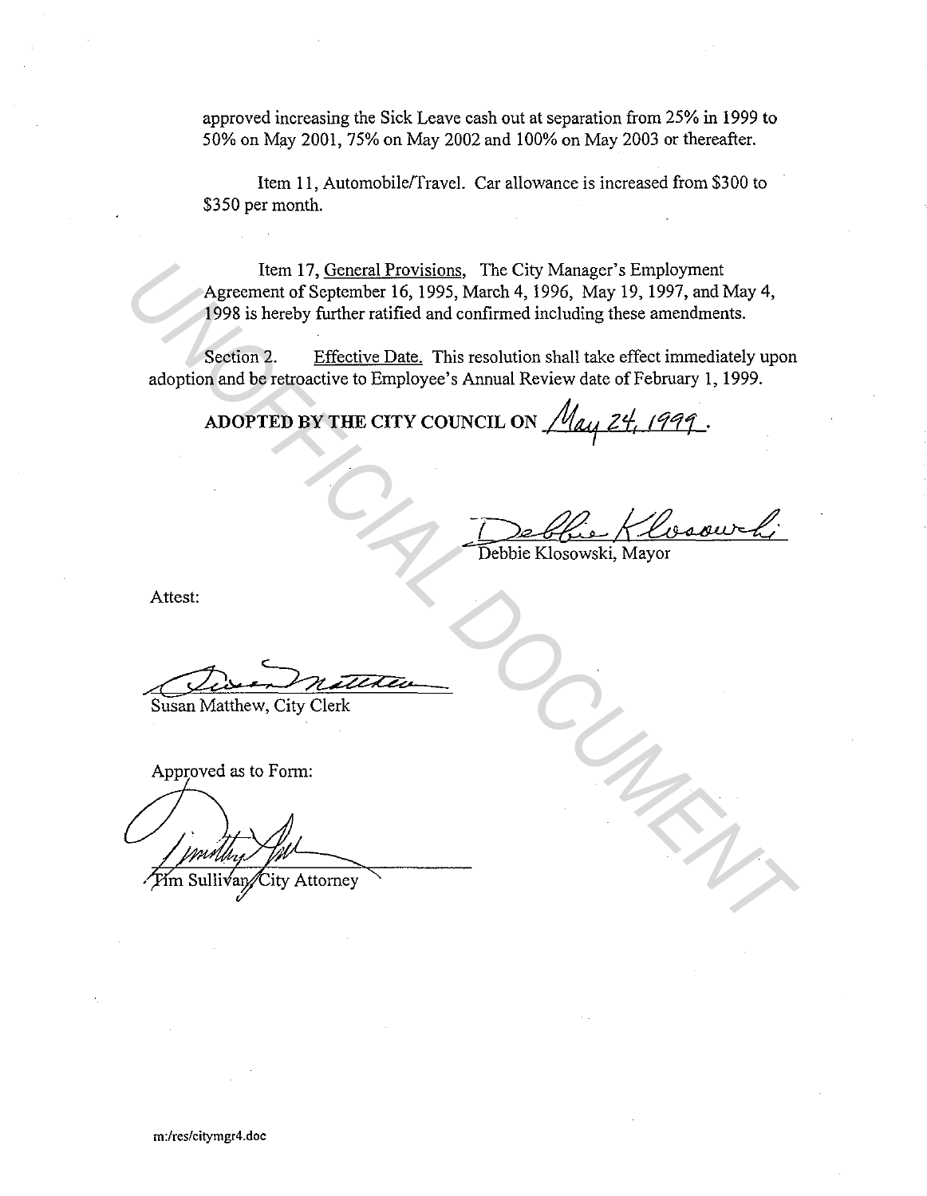approved increasing the Sick Leave cash out at separation from 25% in 1999 to 50% on May 2001, 75% on May 2002 and 100% on May 2003 or thereafter.

Item 11, Automobile/Travel. Car allowance is increased from $300 to $350 per month.

Item 17, General Provisions, The City Manager's Employment Agreement of September 16, 1995, March 4, 1996, May 19, 1997, and May 4, 1998 is hereby further ratified and confirmed including these amendments.

Section 2. Effective Date. This resolution shall take effect immediately upon adoption and be retroactive to Employee's Annual Review date of February 1, 1999.

**ADOPTED BY THE CITY COUNCIL ON** May 24, 1999.

Debbie Klosowski
Debbie Klosowski, Mayor

Attest:

Susan Matthew
Susan Matthew, City Clerk

Approved as to Form:

Timothy Sullivan
Tim Sullivan, City Attorney

m:/res/citymgr4.doc